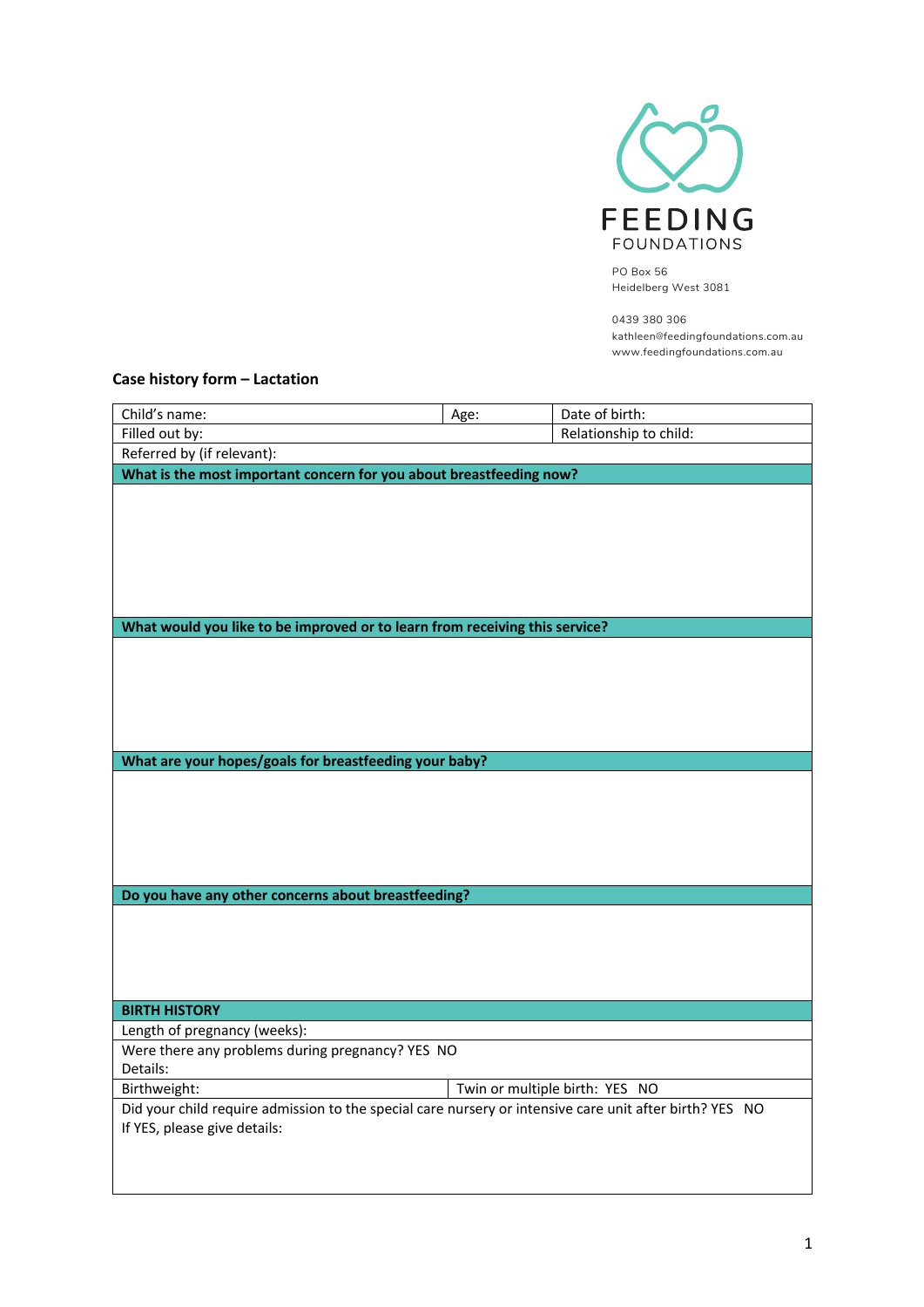FEEDING
FOUNDATIONS

PO Box 56
Heidelberg West 3081

0439 380 306
kathleen@feedingfoundations.com.au
www.feedingfoundations.com.au

**Case history form – Lactation**

| Child's name: | Age: | Date of birth: |
|---|---|---|
| Filled out by: | | Relationship to child: |
| Referred by (if relevant): | | |
| **What is the most important concern for you about breastfeeding now?** | | |
| | | |
| **What would you like to be improved or to learn from receiving this service?** | | |
| | | |
| **What are your hopes/goals for breastfeeding your baby?** | | |
| | | |
| **Do you have any other concerns about breastfeeding?** | | |
| | | |
| **BIRTH HISTORY** | | |
| Length of pregnancy (weeks): | | |
| Were there any problems during pregnancy? YES NO<br>Details: | | |
| Birthweight: | Twin or multiple birth: YES NO | |
| Did your child require admission to the special care nursery or intensive care unit after birth? YES NO<br>If YES, please give details: | | |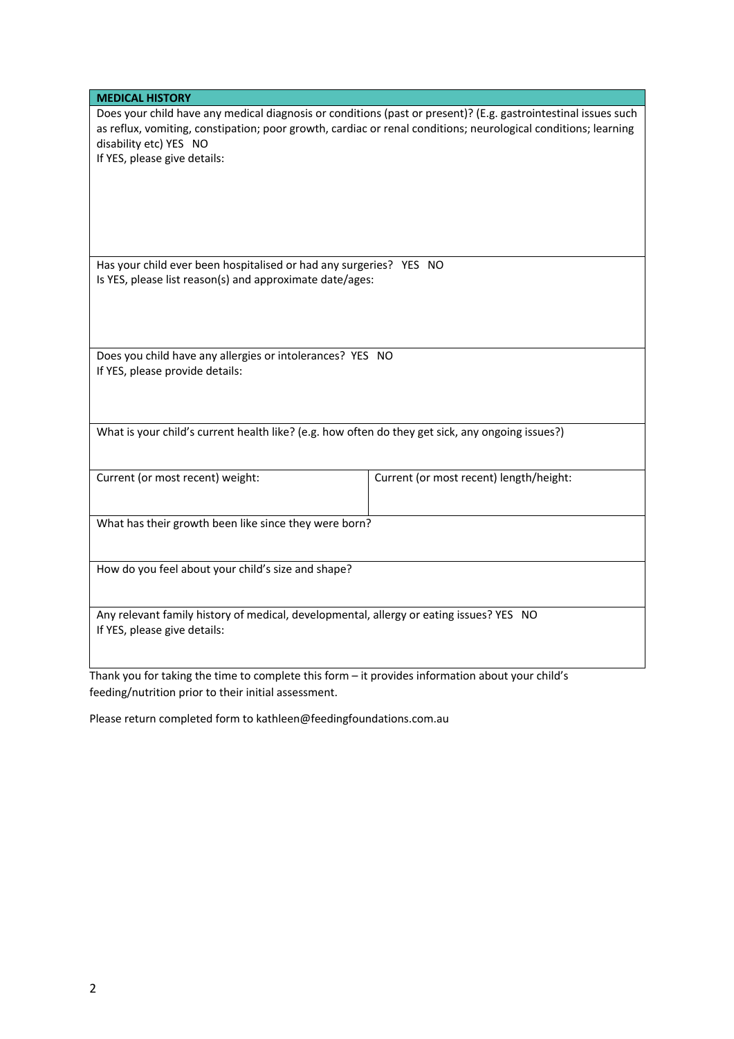## MEDICAL HISTORY

Does your child have any medical diagnosis or conditions (past or present)? (E.g. gastrointestinal issues such as reflux, vomiting, constipation; poor growth, cardiac or renal conditions; neurological conditions; learning disability etc) YES NO

If YES, please give details:

Has your child ever been hospitalised or had any surgeries? YES NO

Is YES, please list reason(s) and approximate date/ages:

Does you child have any allergies or intolerances? YES NO

If YES, please provide details:

What is your child's current health like? (e.g. how often do they get sick, any ongoing issues?)

| | |
|---|---|
| Current (or most recent) weight: | Current (or most recent) length/height: |

What has their growth been like since they were born?

How do you feel about your child's size and shape?

Any relevant family history of medical, developmental, allergy or eating issues? YES NO

If YES, please give details:

Thank you for taking the time to complete this form – it provides information about your child's feeding/nutrition prior to their initial assessment.

Please return completed form to kathleen@feedingfoundations.com.au